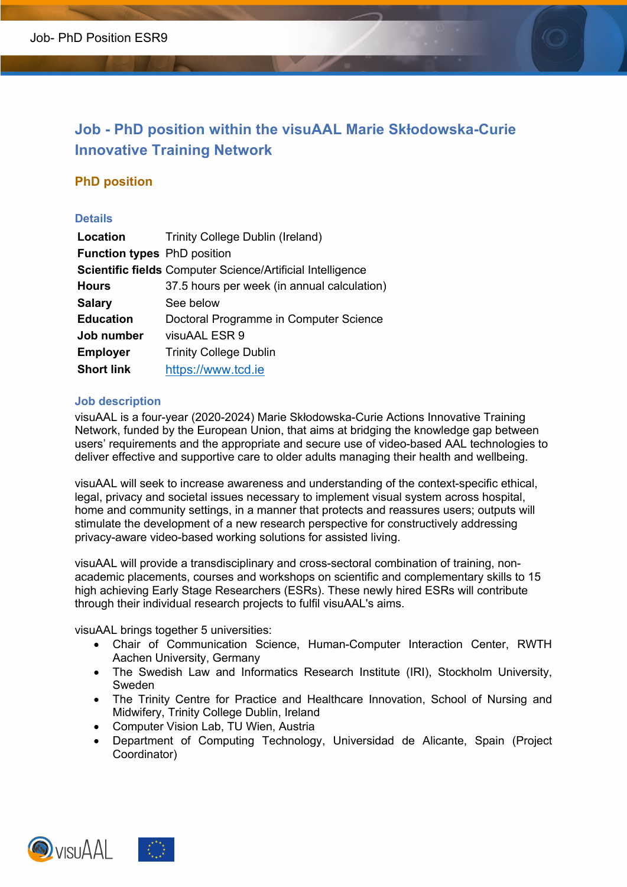# Job - PhD position within the visuAAL Marie Skłodowska-Curie Innovative Training Network

## PhD position

### Details

| | |
|---|---|
| **Location** | Trinity College Dublin (Ireland) |
| **Function types** | PhD position |
| **Scientific fields** | Computer Science/Artificial Intelligence |
| **Hours** | 37.5 hours per week (in annual calculation) |
| **Salary** | See below |
| **Education** | Doctoral Programme in Computer Science |
| **Job number** | visuAAL ESR 9 |
| **Employer** | Trinity College Dublin |
| **Short link** | https://www.tcd.ie |

### Job description

visuAAL is a four-year (2020-2024) Marie Skłodowska-Curie Actions Innovative Training Network, funded by the European Union, that aims at bridging the knowledge gap between users' requirements and the appropriate and secure use of video-based AAL technologies to deliver effective and supportive care to older adults managing their health and wellbeing.

visuAAL will seek to increase awareness and understanding of the context-specific ethical, legal, privacy and societal issues necessary to implement visual system across hospital, home and community settings, in a manner that protects and reassures users; outputs will stimulate the development of a new research perspective for constructively addressing privacy-aware video-based working solutions for assisted living.

visuAAL will provide a transdisciplinary and cross-sectoral combination of training, non-academic placements, courses and workshops on scientific and complementary skills to 15 high achieving Early Stage Researchers (ESRs). These newly hired ESRs will contribute through their individual research projects to fulfil visuAAL's aims.

visuAAL brings together 5 universities:

- Chair of Communication Science, Human-Computer Interaction Center, RWTH Aachen University, Germany
- The Swedish Law and Informatics Research Institute (IRI), Stockholm University, Sweden
- The Trinity Centre for Practice and Healthcare Innovation, School of Nursing and Midwifery, Trinity College Dublin, Ireland
- Computer Vision Lab, TU Wien, Austria
- Department of Computing Technology, Universidad de Alicante, Spain (Project Coordinator)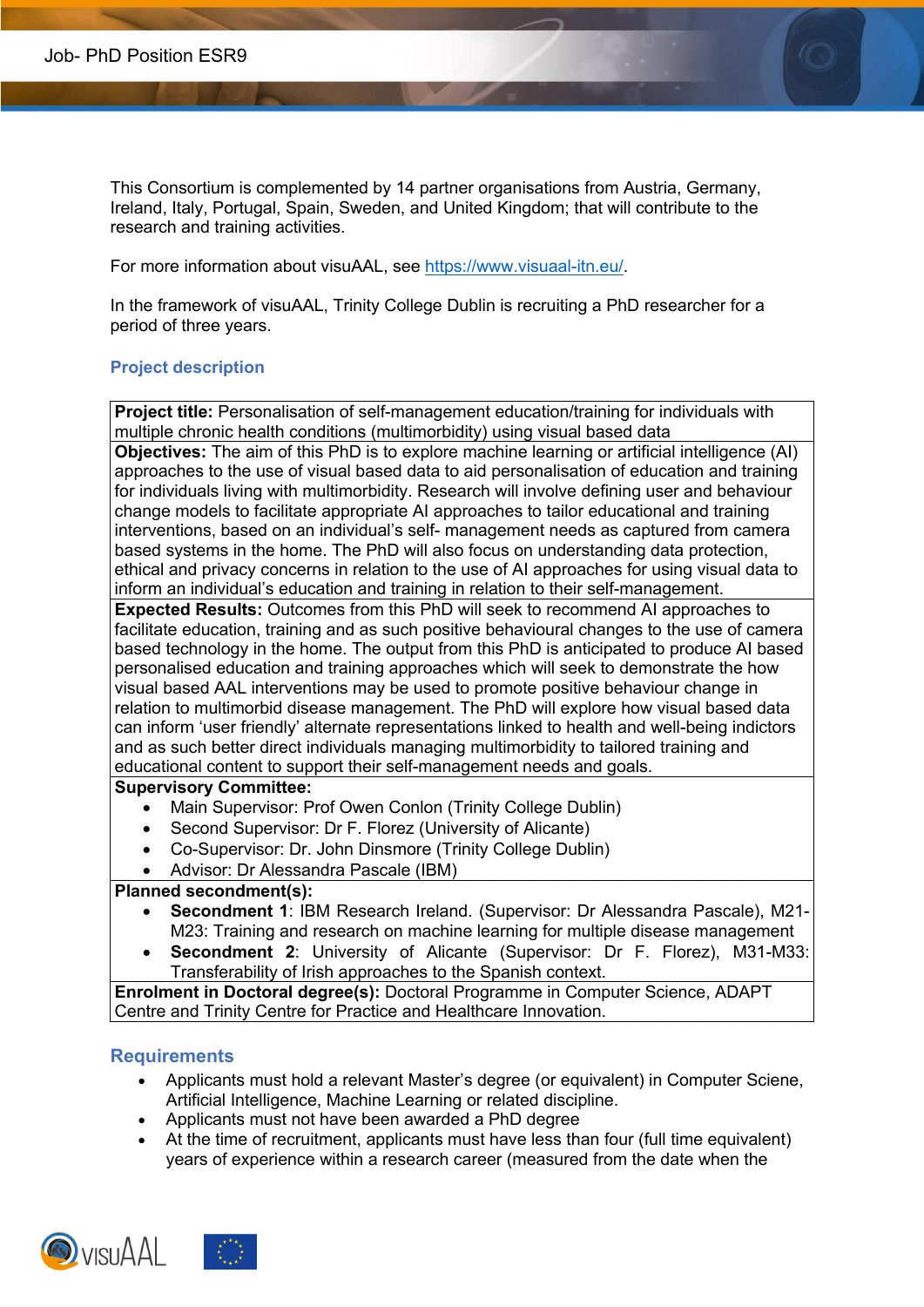This Consortium is complemented by 14 partner organisations from Austria, Germany, Ireland, Italy, Portugal, Spain, Sweden, and United Kingdom; that will contribute to the research and training activities.

For more information about visuAAL, see https://www.visuaal-itn.eu/.

In the framework of visuAAL, Trinity College Dublin is recruiting a PhD researcher for a period of three years.

## Project description

| **Project title:** Personalisation of self-management education/training for individuals with multiple chronic health conditions (multimorbidity) using visual based data |
|---|
| **Objectives:** The aim of this PhD is to explore machine learning or artificial intelligence (AI) approaches to the use of visual based data to aid personalisation of education and training for individuals living with multimorbidity. Research will involve defining user and behaviour change models to facilitate appropriate AI approaches to tailor educational and training interventions, based on an individual's self- management needs as captured from camera based systems in the home. The PhD will also focus on understanding data protection, ethical and privacy concerns in relation to the use of AI approaches for using visual data to inform an individual's education and training in relation to their self-management. |
| **Expected Results:** Outcomes from this PhD will seek to recommend AI approaches to facilitate education, training and as such positive behavioural changes to the use of camera based technology in the home. The output from this PhD is anticipated to produce AI based personalised education and training approaches which will seek to demonstrate the how visual based AAL interventions may be used to promote positive behaviour change in relation to multimorbid disease management. The PhD will explore how visual based data can inform 'user friendly' alternate representations linked to health and well-being indictors and as such better direct individuals managing multimorbidity to tailored training and educational content to support their self-management needs and goals. |
| **Supervisory Committee:**<br>• Main Supervisor: Prof Owen Conlon (Trinity College Dublin)<br>• Second Supervisor: Dr F. Florez (University of Alicante)<br>• Co-Supervisor: Dr. John Dinsmore (Trinity College Dublin)<br>• Advisor: Dr Alessandra Pascale (IBM) |
| **Planned secondment(s):**<br>• **Secondment 1**: IBM Research Ireland. (Supervisor: Dr Alessandra Pascale), M21-M23: Training and research on machine learning for multiple disease management<br>• **Secondment 2**: University of Alicante (Supervisor: Dr F. Florez), M31-M33: Transferability of Irish approaches to the Spanish context. |
| **Enrolment in Doctoral degree(s):** Doctoral Programme in Computer Science, ADAPT Centre and Trinity Centre for Practice and Healthcare Innovation. |

## Requirements

- Applicants must hold a relevant Master's degree (or equivalent) in Computer Sciene, Artificial Intelligence, Machine Learning or related discipline.
- Applicants must not have been awarded a PhD degree
- At the time of recruitment, applicants must have less than four (full time equivalent) years of experience within a research career (measured from the date when the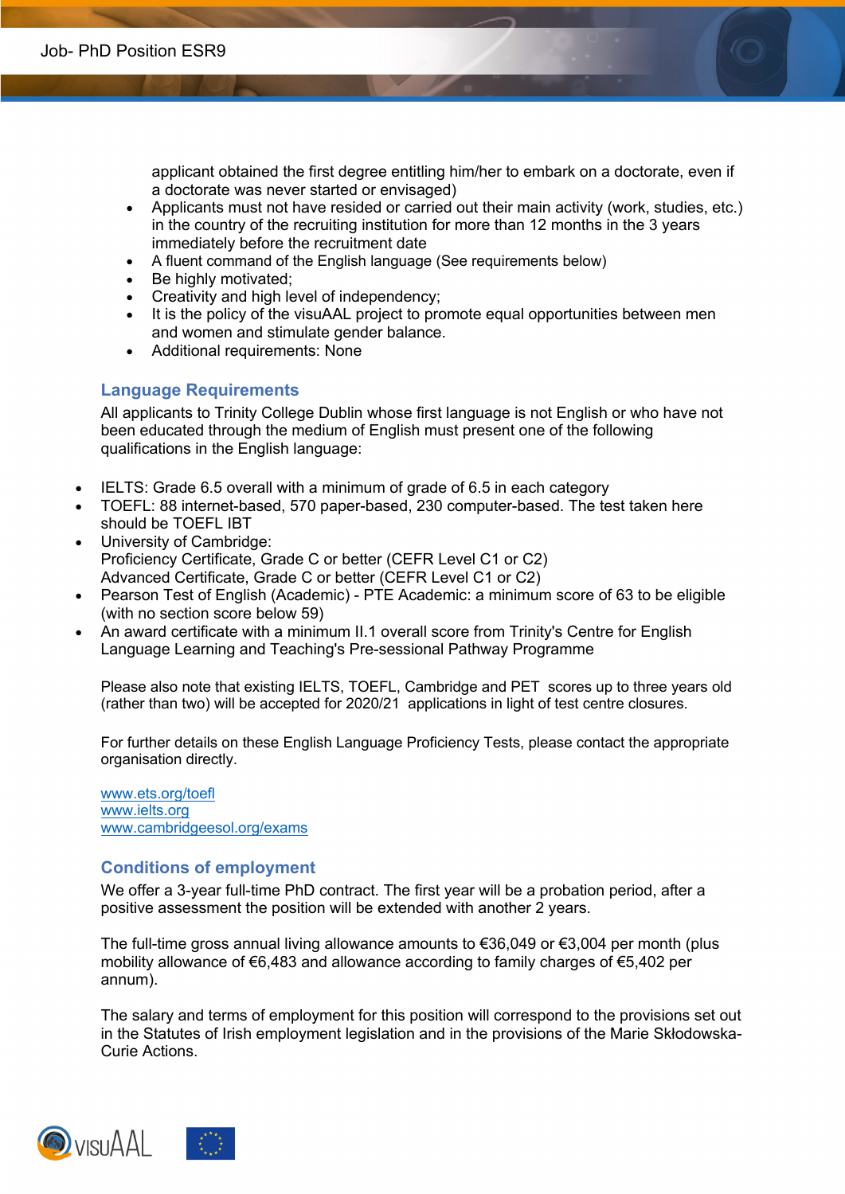applicant obtained the first degree entitling him/her to embark on a doctorate, even if a doctorate was never started or envisaged)

- Applicants must not have resided or carried out their main activity (work, studies, etc.) in the country of the recruiting institution for more than 12 months in the 3 years immediately before the recruitment date
- A fluent command of the English language (See requirements below)
- Be highly motivated;
- Creativity and high level of independency;
- It is the policy of the visuAAL project to promote equal opportunities between men and women and stimulate gender balance.
- Additional requirements: None

## Language Requirements

All applicants to Trinity College Dublin whose first language is not English or who have not been educated through the medium of English must present one of the following qualifications in the English language:

- IELTS: Grade 6.5 overall with a minimum of grade of 6.5 in each category
- TOEFL: 88 internet-based, 570 paper-based, 230 computer-based. The test taken here should be TOEFL IBT
- University of Cambridge:
  Proficiency Certificate, Grade C or better (CEFR Level C1 or C2)
  Advanced Certificate, Grade C or better (CEFR Level C1 or C2)
- Pearson Test of English (Academic) - PTE Academic: a minimum score of 63 to be eligible (with no section score below 59)
- An award certificate with a minimum II.1 overall score from Trinity's Centre for English Language Learning and Teaching's Pre-sessional Pathway Programme

Please also note that existing IELTS, TOEFL, Cambridge and PET scores up to three years old (rather than two) will be accepted for 2020/21 applications in light of test centre closures.

For further details on these English Language Proficiency Tests, please contact the appropriate organisation directly.

www.ets.org/toefl
www.ielts.org
www.cambridgeesol.org/exams

## Conditions of employment

We offer a 3-year full-time PhD contract. The first year will be a probation period, after a positive assessment the position will be extended with another 2 years.

The full-time gross annual living allowance amounts to €36,049 or €3,004 per month (plus mobility allowance of €6,483 and allowance according to family charges of €5,402 per annum).

The salary and terms of employment for this position will correspond to the provisions set out in the Statutes of Irish employment legislation and in the provisions of the Marie Skłodowska-Curie Actions.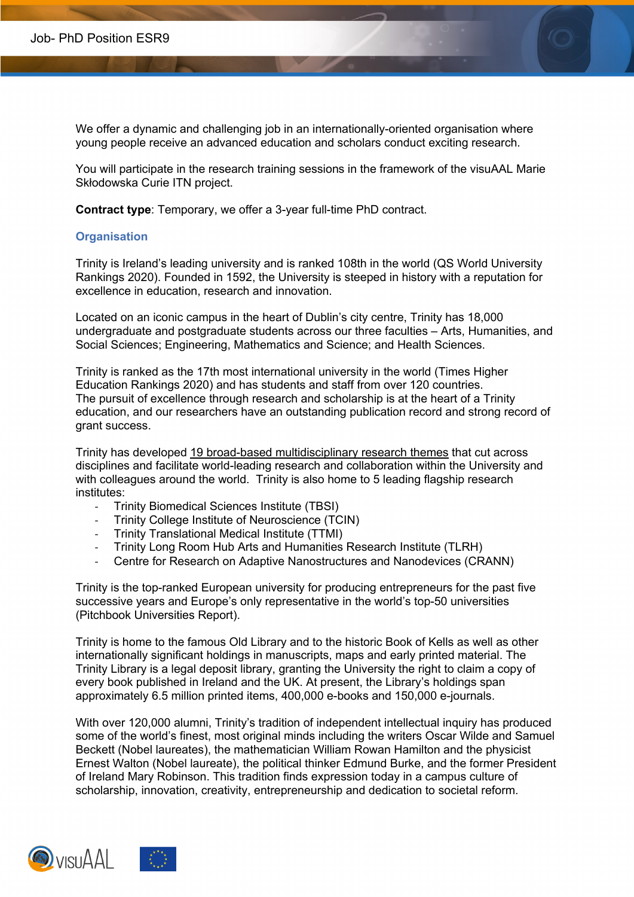We offer a dynamic and challenging job in an internationally-oriented organisation where young people receive an advanced education and scholars conduct exciting research.

You will participate in the research training sessions in the framework of the visuAAL Marie Skłodowska Curie ITN project.

**Contract type**: Temporary, we offer a 3-year full-time PhD contract.

## Organisation

Trinity is Ireland's leading university and is ranked 108th in the world (QS World University Rankings 2020). Founded in 1592, the University is steeped in history with a reputation for excellence in education, research and innovation.

Located on an iconic campus in the heart of Dublin's city centre, Trinity has 18,000 undergraduate and postgraduate students across our three faculties – Arts, Humanities, and Social Sciences; Engineering, Mathematics and Science; and Health Sciences.

Trinity is ranked as the 17th most international university in the world (Times Higher Education Rankings 2020) and has students and staff from over 120 countries.
The pursuit of excellence through research and scholarship is at the heart of a Trinity education, and our researchers have an outstanding publication record and strong record of grant success.

Trinity has developed 19 broad-based multidisciplinary research themes that cut across disciplines and facilitate world-leading research and collaboration within the University and with colleagues around the world. Trinity is also home to 5 leading flagship research institutes:

- Trinity Biomedical Sciences Institute (TBSI)
- Trinity College Institute of Neuroscience (TCIN)
- Trinity Translational Medical Institute (TTMI)
- Trinity Long Room Hub Arts and Humanities Research Institute (TLRH)
- Centre for Research on Adaptive Nanostructures and Nanodevices (CRANN)

Trinity is the top-ranked European university for producing entrepreneurs for the past five successive years and Europe's only representative in the world's top-50 universities (Pitchbook Universities Report).

Trinity is home to the famous Old Library and to the historic Book of Kells as well as other internationally significant holdings in manuscripts, maps and early printed material. The Trinity Library is a legal deposit library, granting the University the right to claim a copy of every book published in Ireland and the UK. At present, the Library's holdings span approximately 6.5 million printed items, 400,000 e-books and 150,000 e-journals.

With over 120,000 alumni, Trinity's tradition of independent intellectual inquiry has produced some of the world's finest, most original minds including the writers Oscar Wilde and Samuel Beckett (Nobel laureates), the mathematician William Rowan Hamilton and the physicist Ernest Walton (Nobel laureate), the political thinker Edmund Burke, and the former President of Ireland Mary Robinson. This tradition finds expression today in a campus culture of scholarship, innovation, creativity, entrepreneurship and dedication to societal reform.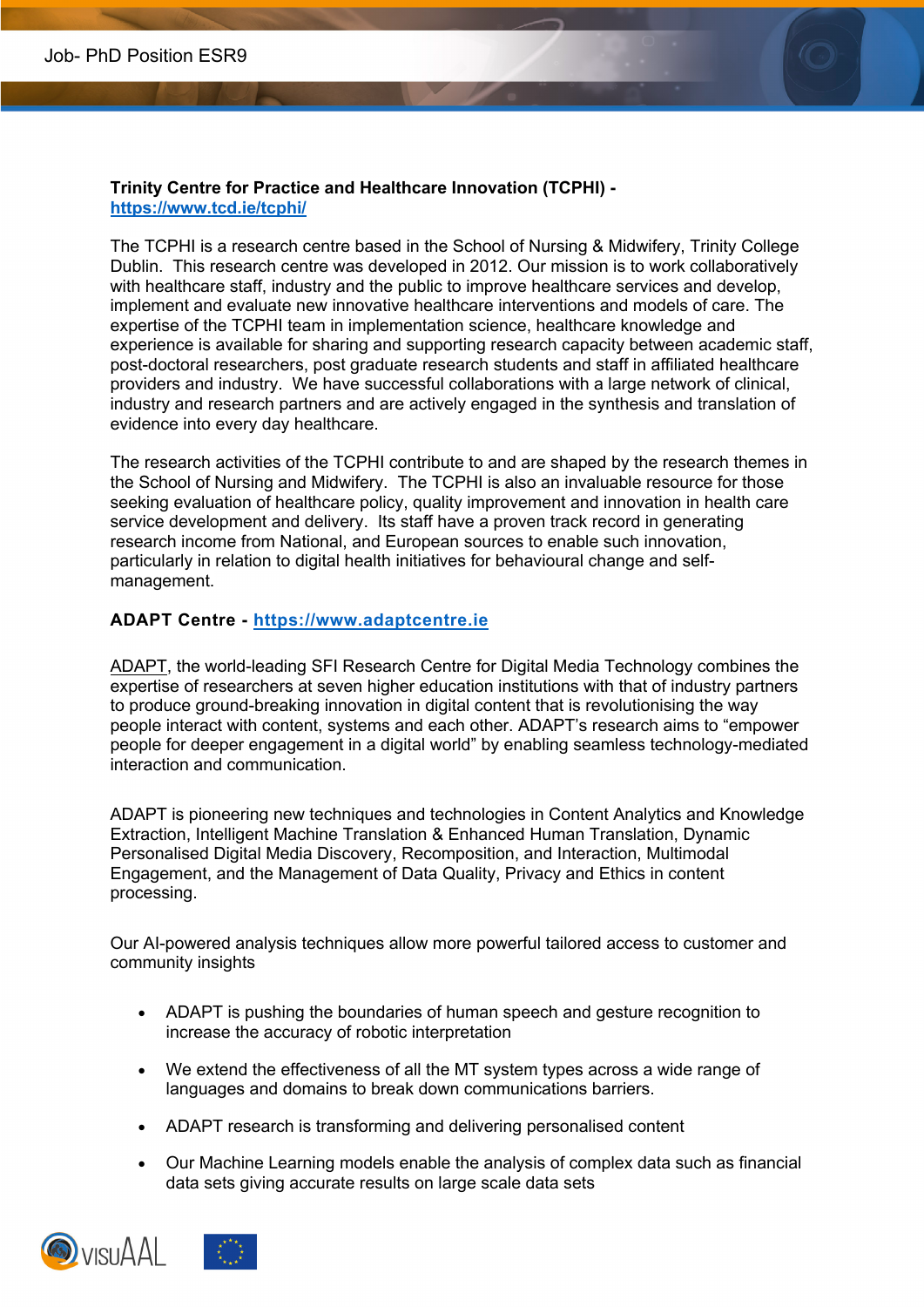**Trinity Centre for Practice and Healthcare Innovation (TCPHI) -** **https://www.tcd.ie/tcphi/**

The TCPHI is a research centre based in the School of Nursing & Midwifery, Trinity College Dublin. This research centre was developed in 2012. Our mission is to work collaboratively with healthcare staff, industry and the public to improve healthcare services and develop, implement and evaluate new innovative healthcare interventions and models of care. The expertise of the TCPHI team in implementation science, healthcare knowledge and experience is available for sharing and supporting research capacity between academic staff, post-doctoral researchers, post graduate research students and staff in affiliated healthcare providers and industry. We have successful collaborations with a large network of clinical, industry and research partners and are actively engaged in the synthesis and translation of evidence into every day healthcare.

The research activities of the TCPHI contribute to and are shaped by the research themes in the School of Nursing and Midwifery. The TCPHI is also an invaluable resource for those seeking evaluation of healthcare policy, quality improvement and innovation in health care service development and delivery. Its staff have a proven track record in generating research income from National, and European sources to enable such innovation, particularly in relation to digital health initiatives for behavioural change and self-management.

**ADAPT Centre - https://www.adaptcentre.ie**

ADAPT, the world-leading SFI Research Centre for Digital Media Technology combines the expertise of researchers at seven higher education institutions with that of industry partners to produce ground-breaking innovation in digital content that is revolutionising the way people interact with content, systems and each other. ADAPT's research aims to "empower people for deeper engagement in a digital world" by enabling seamless technology-mediated interaction and communication.

ADAPT is pioneering new techniques and technologies in Content Analytics and Knowledge Extraction, Intelligent Machine Translation & Enhanced Human Translation, Dynamic Personalised Digital Media Discovery, Recomposition, and Interaction, Multimodal Engagement, and the Management of Data Quality, Privacy and Ethics in content processing.

Our AI-powered analysis techniques allow more powerful tailored access to customer and community insights

- ADAPT is pushing the boundaries of human speech and gesture recognition to increase the accuracy of robotic interpretation
- We extend the effectiveness of all the MT system types across a wide range of languages and domains to break down communications barriers.
- ADAPT research is transforming and delivering personalised content
- Our Machine Learning models enable the analysis of complex data such as financial data sets giving accurate results on large scale data sets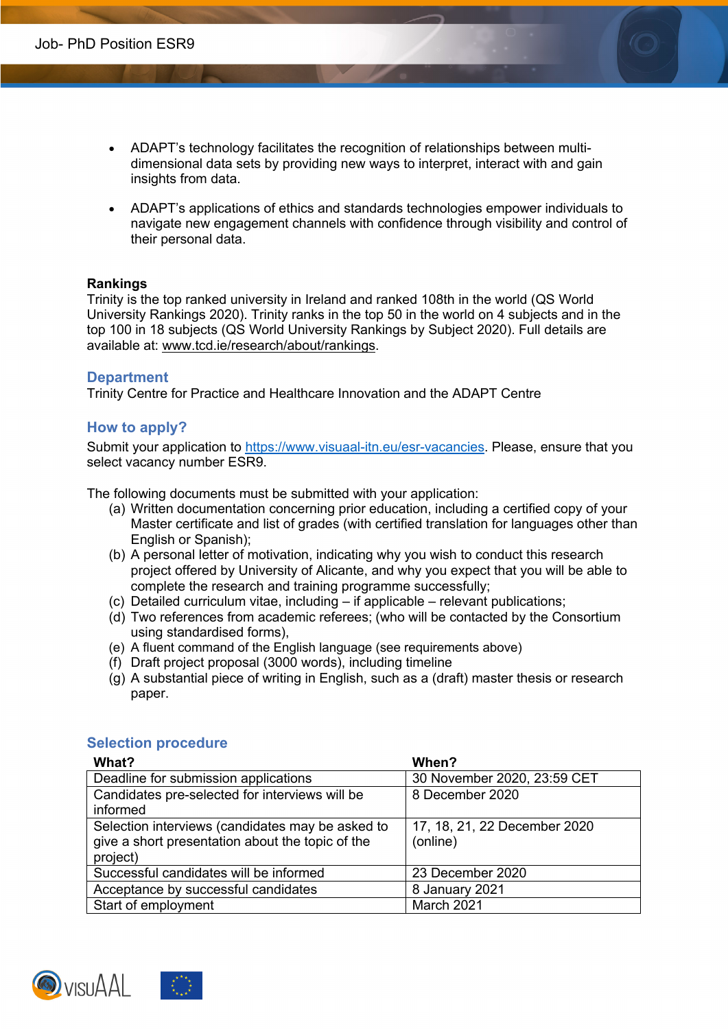- ADAPT's technology facilitates the recognition of relationships between multi-dimensional data sets by providing new ways to interpret, interact with and gain insights from data.

- ADAPT's applications of ethics and standards technologies empower individuals to navigate new engagement channels with confidence through visibility and control of their personal data.

**Rankings**
Trinity is the top ranked university in Ireland and ranked 108th in the world (QS World University Rankings 2020). Trinity ranks in the top 50 in the world on 4 subjects and in the top 100 in 18 subjects (QS World University Rankings by Subject 2020). Full details are available at: www.tcd.ie/research/about/rankings.

## Department

Trinity Centre for Practice and Healthcare Innovation and the ADAPT Centre

## How to apply?

Submit your application to https://www.visuaal-itn.eu/esr-vacancies. Please, ensure that you select vacancy number ESR9.

The following documents must be submitted with your application:

(a) Written documentation concerning prior education, including a certified copy of your Master certificate and list of grades (with certified translation for languages other than English or Spanish);
(b) A personal letter of motivation, indicating why you wish to conduct this research project offered by University of Alicante, and why you expect that you will be able to complete the research and training programme successfully;
(c) Detailed curriculum vitae, including – if applicable – relevant publications;
(d) Two references from academic referees; (who will be contacted by the Consortium using standardised forms),
(e) A fluent command of the English language (see requirements above)
(f) Draft project proposal (3000 words), including timeline
(g) A substantial piece of writing in English, such as a (draft) master thesis or research paper.

## Selection procedure

| What? | When? |
|---|---|
| Deadline for submission applications | 30 November 2020, 23:59 CET |
| Candidates pre-selected for interviews will be informed | 8 December 2020 |
| Selection interviews (candidates may be asked to give a short presentation about the topic of the project) | 17, 18, 21, 22 December 2020 (online) |
| Successful candidates will be informed | 23 December 2020 |
| Acceptance by successful candidates | 8 January 2021 |
| Start of employment | March 2021 |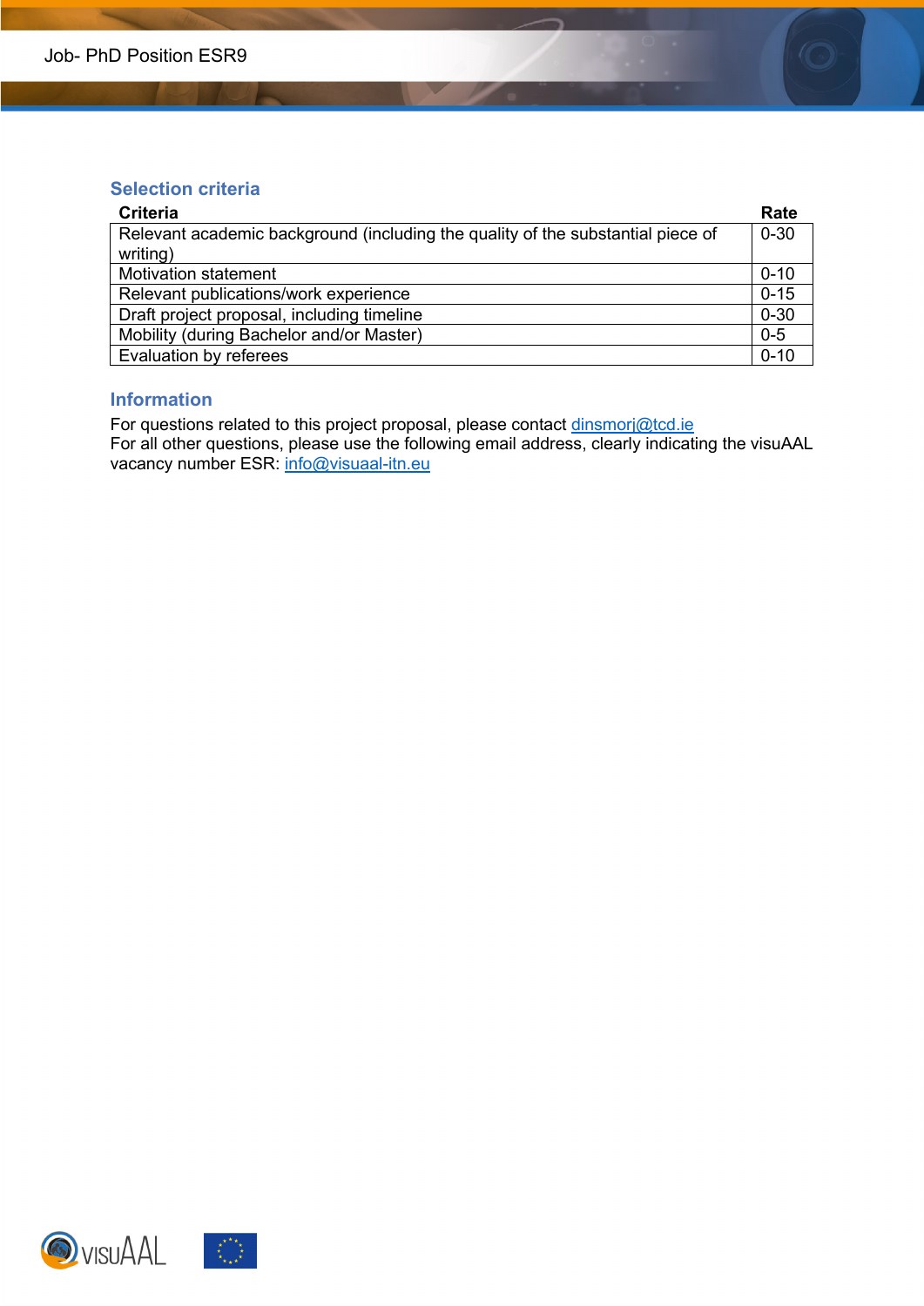## Selection criteria

| Criteria | Rate |
| --- | --- |
| Relevant academic background (including the quality of the substantial piece of writing) | 0-30 |
| Motivation statement | 0-10 |
| Relevant publications/work experience | 0-15 |
| Draft project proposal, including timeline | 0-30 |
| Mobility (during Bachelor and/or Master) | 0-5 |
| Evaluation by referees | 0-10 |

## Information

For questions related to this project proposal, please contact dinsmorj@tcd.ie
For all other questions, please use the following email address, clearly indicating the visuAAL vacancy number ESR: info@visuaal-itn.eu